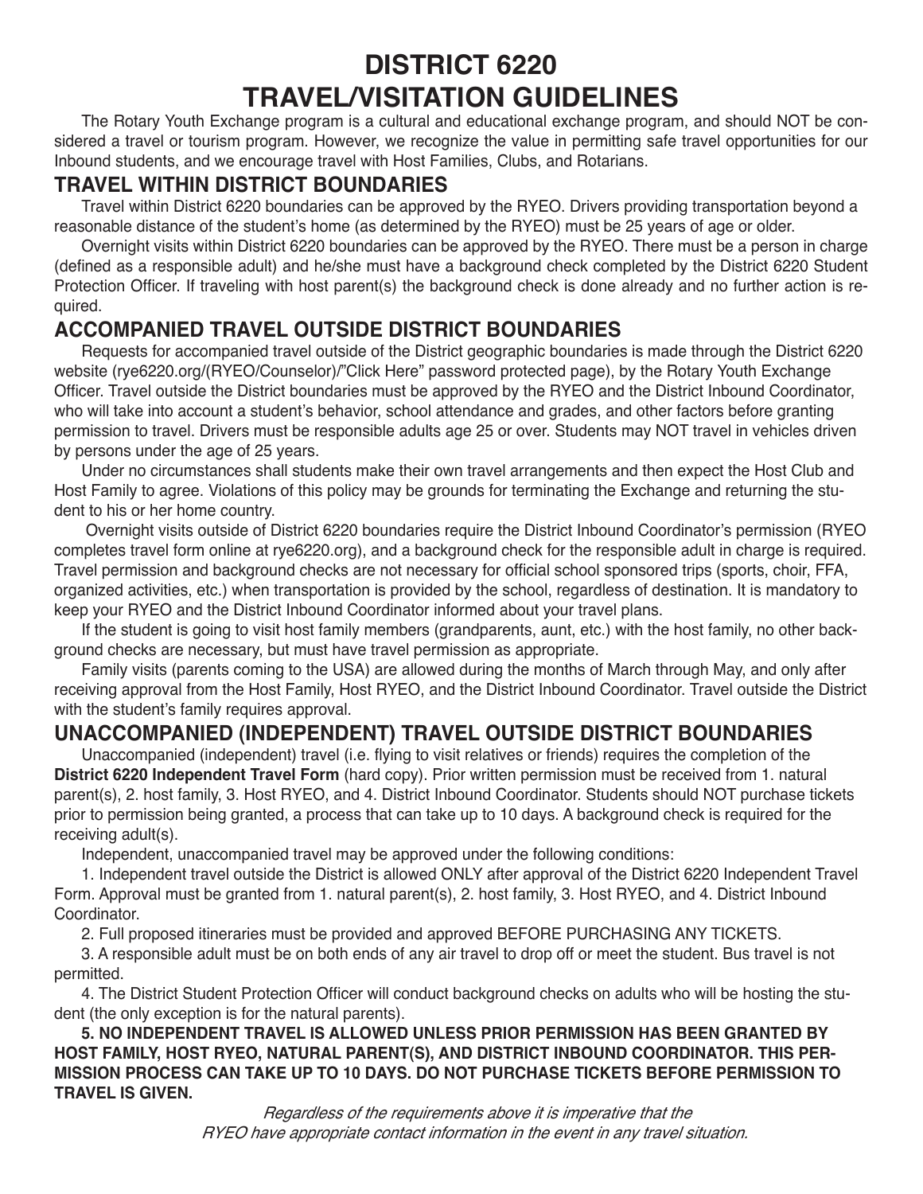# DISTRICT 6220
# TRAVEL/VISITATION GUIDELINES

The Rotary Youth Exchange program is a cultural and educational exchange program, and should NOT be considered a travel or tourism program. However, we recognize the value in permitting safe travel opportunities for our Inbound students, and we encourage travel with Host Families, Clubs, and Rotarians.

## TRAVEL WITHIN DISTRICT BOUNDARIES

Travel within District 6220 boundaries can be approved by the RYEO. Drivers providing transportation beyond a reasonable distance of the student's home (as determined by the RYEO) must be 25 years of age or older.

Overnight visits within District 6220 boundaries can be approved by the RYEO. There must be a person in charge (defined as a responsible adult) and he/she must have a background check completed by the District 6220 Student Protection Officer. If traveling with host parent(s) the background check is done already and no further action is required.

## ACCOMPANIED TRAVEL OUTSIDE DISTRICT BOUNDARIES

Requests for accompanied travel outside of the District geographic boundaries is made through the District 6220 website (rye6220.org/(RYEO/Counselor)/"Click Here" password protected page), by the Rotary Youth Exchange Officer. Travel outside the District boundaries must be approved by the RYEO and the District Inbound Coordinator, who will take into account a student's behavior, school attendance and grades, and other factors before granting permission to travel. Drivers must be responsible adults age 25 or over. Students may NOT travel in vehicles driven by persons under the age of 25 years.

Under no circumstances shall students make their own travel arrangements and then expect the Host Club and Host Family to agree. Violations of this policy may be grounds for terminating the Exchange and returning the student to his or her home country.

Overnight visits outside of District 6220 boundaries require the District Inbound Coordinator's permission (RYEO completes travel form online at rye6220.org), and a background check for the responsible adult in charge is required. Travel permission and background checks are not necessary for official school sponsored trips (sports, choir, FFA, organized activities, etc.) when transportation is provided by the school, regardless of destination. It is mandatory to keep your RYEO and the District Inbound Coordinator informed about your travel plans.

If the student is going to visit host family members (grandparents, aunt, etc.) with the host family, no other background checks are necessary, but must have travel permission as appropriate.

Family visits (parents coming to the USA) are allowed during the months of March through May, and only after receiving approval from the Host Family, Host RYEO, and the District Inbound Coordinator. Travel outside the District with the student's family requires approval.

## UNACCOMPANIED (INDEPENDENT) TRAVEL OUTSIDE DISTRICT BOUNDARIES

Unaccompanied (independent) travel (i.e. flying to visit relatives or friends) requires the completion of the **District 6220 Independent Travel Form** (hard copy). Prior written permission must be received from 1. natural parent(s), 2. host family, 3. Host RYEO, and 4. District Inbound Coordinator. Students should NOT purchase tickets prior to permission being granted, a process that can take up to 10 days. A background check is required for the receiving adult(s).

Independent, unaccompanied travel may be approved under the following conditions:

1. Independent travel outside the District is allowed ONLY after approval of the District 6220 Independent Travel Form. Approval must be granted from 1. natural parent(s), 2. host family, 3. Host RYEO, and 4. District Inbound Coordinator.
2. Full proposed itineraries must be provided and approved BEFORE PURCHASING ANY TICKETS.
3. A responsible adult must be on both ends of any air travel to drop off or meet the student. Bus travel is not permitted.
4. The District Student Protection Officer will conduct background checks on adults who will be hosting the student (the only exception is for the natural parents).
5. **NO INDEPENDENT TRAVEL IS ALLOWED UNLESS PRIOR PERMISSION HAS BEEN GRANTED BY HOST FAMILY, HOST RYEO, NATURAL PARENT(S), AND DISTRICT INBOUND COORDINATOR. THIS PERMISSION PROCESS CAN TAKE UP TO 10 DAYS. DO NOT PURCHASE TICKETS BEFORE PERMISSION TO TRAVEL IS GIVEN.**

*Regardless of the requirements above it is imperative that the RYEO have appropriate contact information in the event in any travel situation.*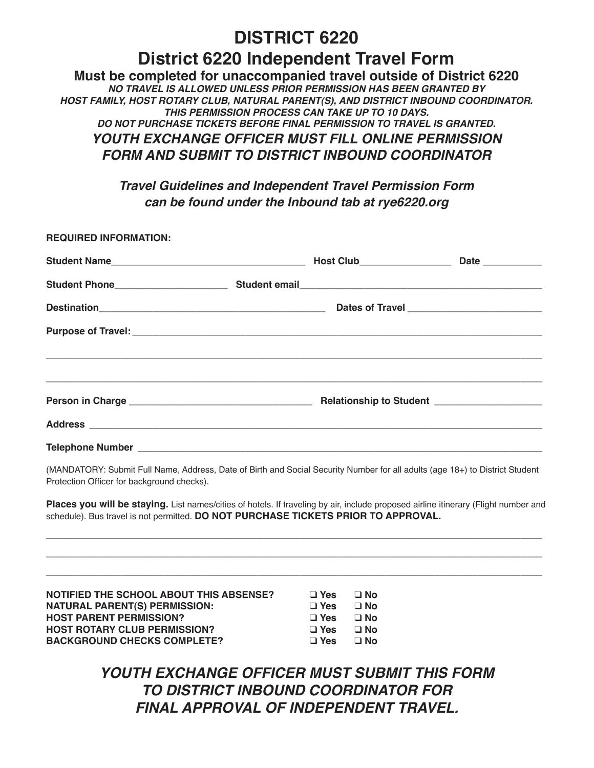# DISTRICT 6220

# District 6220 Independent Travel Form

### Must be completed for unaccompanied travel outside of District 6220

***NO TRAVEL IS ALLOWED UNLESS PRIOR PERMISSION HAS BEEN GRANTED BY HOST FAMILY, HOST ROTARY CLUB, NATURAL PARENT(S), AND DISTRICT INBOUND COORDINATOR. THIS PERMISSION PROCESS CAN TAKE UP TO 10 DAYS. DO NOT PURCHASE TICKETS BEFORE FINAL PERMISSION TO TRAVEL IS GRANTED.***

***YOUTH EXCHANGE OFFICER MUST FILL ONLINE PERMISSION FORM AND SUBMIT TO DISTRICT INBOUND COORDINATOR***

***Travel Guidelines and Independent Travel Permission Form can be found under the Inbound tab at rye6220.org***

**REQUIRED INFORMATION:**

**Student Name**_____________________________________ **Host Club**_________________ **Date** ___________

**Student Phone**_____________________ **Student email**_____________________________________________

**Destination**__________________________________________ **Dates of Travel** ________________________

**Purpose of Travel:** _______________________________________________________________________________

_____________________________________________________________________________________________

_____________________________________________________________________________________________

**Person in Charge** __________________________________ **Relationship to Student** ___________________

**Address** _______________________________________________________________________________________

**Telephone Number** ______________________________________________________________________________

(MANDATORY: Submit Full Name, Address, Date of Birth and Social Security Number for all adults (age 18+) to District Student Protection Officer for background checks).

**Places you will be staying.** List names/cities of hotels. If traveling by air, include proposed airline itinerary (Flight number and schedule). Bus travel is not permitted. **DO NOT PURCHASE TICKETS PRIOR TO APPROVAL.**

_____________________________________________________________________________________________

_____________________________________________________________________________________________

_____________________________________________________________________________________________

**NOTIFIED THE SCHOOL ABOUT THIS ABSENSE?** ❑ Yes ❑ No

**NATURAL PARENT(S) PERMISSION:** ❑ Yes ❑ No

**HOST PARENT PERMISSION?** ❑ Yes ❑ No

**HOST ROTARY CLUB PERMISSION?** ❑ Yes ❑ No

**BACKGROUND CHECKS COMPLETE?** ❑ Yes ❑ No

***YOUTH EXCHANGE OFFICER MUST SUBMIT THIS FORM TO DISTRICT INBOUND COORDINATOR FOR FINAL APPROVAL OF INDEPENDENT TRAVEL.***